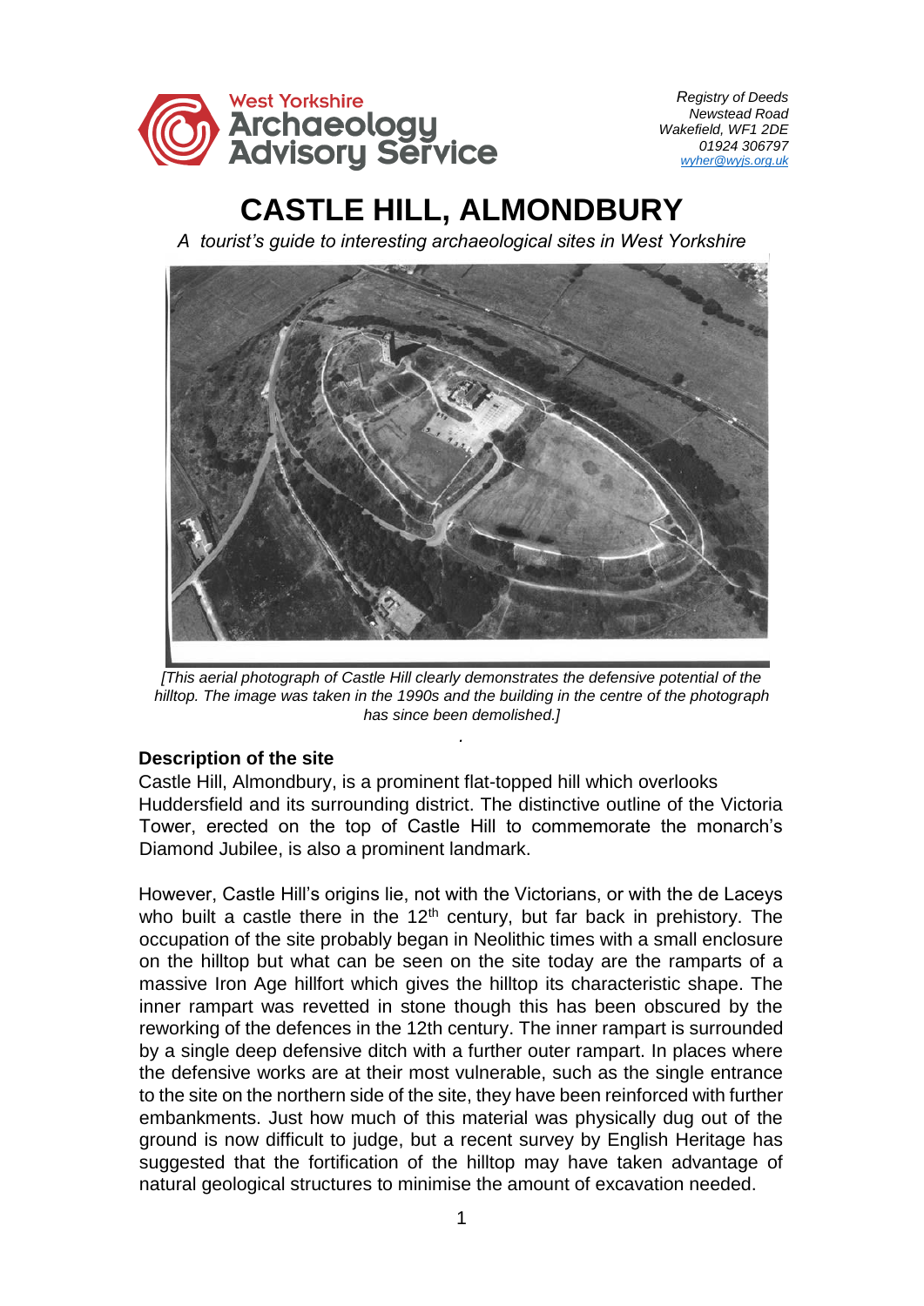West Yorkshire Archaeology Advisory Service

*Registry of Deeds*
*Newstead Road*
*Wakefield, WF1 2DE*
*01924 306797*
*wyher@wyjs.org.uk*

# CASTLE HILL, ALMONDBURY

*A tourist's guide to interesting archaeological sites in West Yorkshire*

*[This aerial photograph of Castle Hill clearly demonstrates the defensive potential of the hilltop. The image was taken in the 1990s and the building in the centre of the photograph has since been demolished.]*

## Description of the site

Castle Hill, Almondbury, is a prominent flat-topped hill which overlooks Huddersfield and its surrounding district. The distinctive outline of the Victoria Tower, erected on the top of Castle Hill to commemorate the monarch's Diamond Jubilee, is also a prominent landmark.

However, Castle Hill's origins lie, not with the Victorians, or with the de Laceys who built a castle there in the 12th century, but far back in prehistory. The occupation of the site probably began in Neolithic times with a small enclosure on the hilltop but what can be seen on the site today are the ramparts of a massive Iron Age hillfort which gives the hilltop its characteristic shape. The inner rampart was revetted in stone though this has been obscured by the reworking of the defences in the 12th century. The inner rampart is surrounded by a single deep defensive ditch with a further outer rampart. In places where the defensive works are at their most vulnerable, such as the single entrance to the site on the northern side of the site, they have been reinforced with further embankments. Just how much of this material was physically dug out of the ground is now difficult to judge, but a recent survey by English Heritage has suggested that the fortification of the hilltop may have taken advantage of natural geological structures to minimise the amount of excavation needed.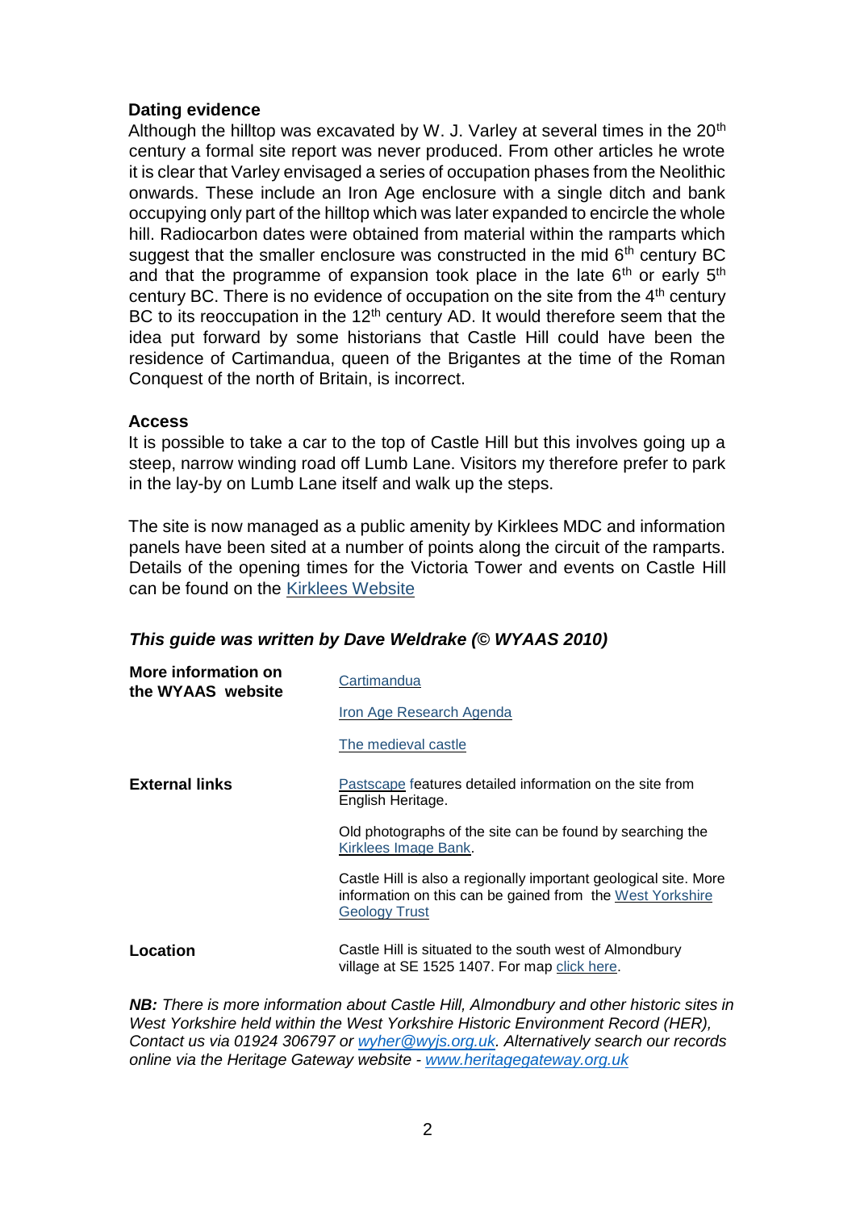## Dating evidence

Although the hilltop was excavated by W. J. Varley at several times in the 20th century a formal site report was never produced. From other articles he wrote it is clear that Varley envisaged a series of occupation phases from the Neolithic onwards. These include an Iron Age enclosure with a single ditch and bank occupying only part of the hilltop which was later expanded to encircle the whole hill. Radiocarbon dates were obtained from material within the ramparts which suggest that the smaller enclosure was constructed in the mid 6th century BC and that the programme of expansion took place in the late 6th or early 5th century BC. There is no evidence of occupation on the site from the 4th century BC to its reoccupation in the 12th century AD. It would therefore seem that the idea put forward by some historians that Castle Hill could have been the residence of Cartimandua, queen of the Brigantes at the time of the Roman Conquest of the north of Britain, is incorrect.

## Access

It is possible to take a car to the top of Castle Hill but this involves going up a steep, narrow winding road off Lumb Lane. Visitors my therefore prefer to park in the lay-by on Lumb Lane itself and walk up the steps.

The site is now managed as a public amenity by Kirklees MDC and information panels have been sited at a number of points along the circuit of the ramparts. Details of the opening times for the Victoria Tower and events on Castle Hill can be found on the Kirklees Website

***This guide was written by Dave Weldrake (© WYAAS 2010)***

| | |
|---|---|
| **More information on the WYAAS website** | Cartimandua |
| | Iron Age Research Agenda |
| | The medieval castle |
| **External links** | Pastscape features detailed information on the site from English Heritage. |
| | Old photographs of the site can be found by searching the Kirklees Image Bank. |
| | Castle Hill is also a regionally important geological site. More information on this can be gained from the West Yorkshire Geology Trust |
| **Location** | Castle Hill is situated to the south west of Almondbury village at SE 1525 1407. For map click here. |

***NB:*** *There is more information about Castle Hill, Almondbury and other historic sites in West Yorkshire held within the West Yorkshire Historic Environment Record (HER), Contact us via 01924 306797 or wyher@wyjs.org.uk. Alternatively search our records online via the Heritage Gateway website - www.heritagegateway.org.uk*